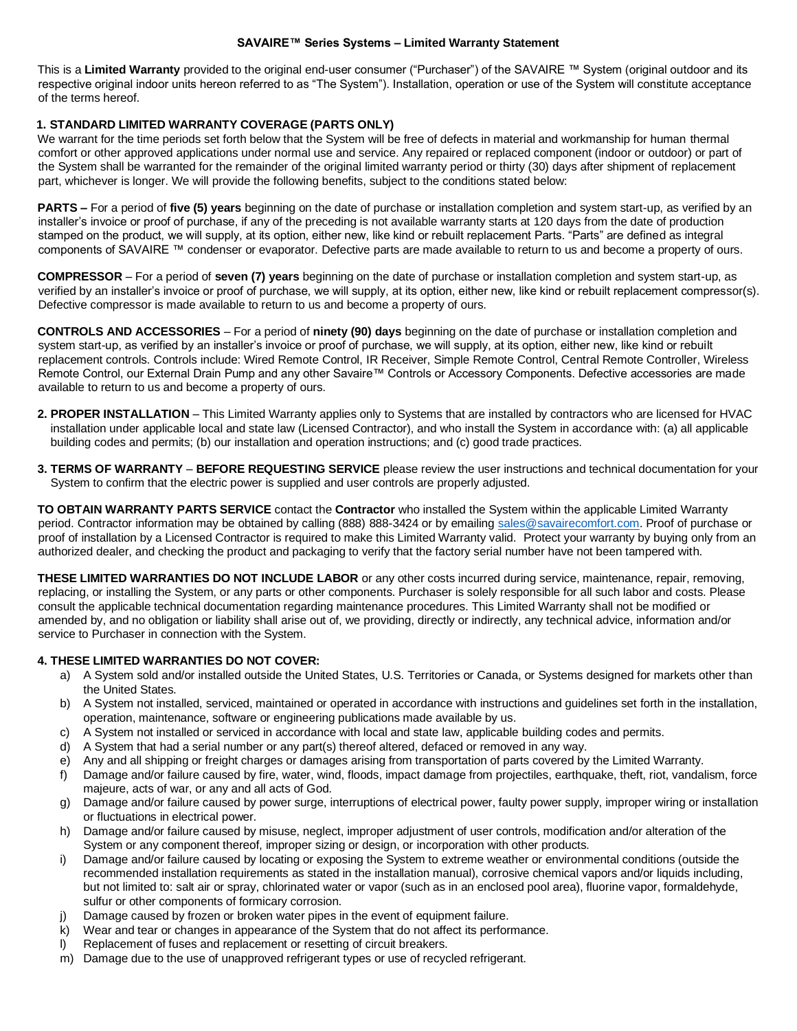# SAVAIRE™ Series Systems – Limited Warranty Statement

This is a **Limited Warranty** provided to the original end-user consumer ("Purchaser") of the SAVAIRE ™ System (original outdoor and its respective original indoor units hereon referred to as "The System"). Installation, operation or use of the System will constitute acceptance of the terms hereof.

## 1. STANDARD LIMITED WARRANTY COVERAGE (PARTS ONLY)

We warrant for the time periods set forth below that the System will be free of defects in material and workmanship for human thermal comfort or other approved applications under normal use and service. Any repaired or replaced component (indoor or outdoor) or part of the System shall be warranted for the remainder of the original limited warranty period or thirty (30) days after shipment of replacement part, whichever is longer. We will provide the following benefits, subject to the conditions stated below:

**PARTS –** For a period of **five (5) years** beginning on the date of purchase or installation completion and system start-up, as verified by an installer's invoice or proof of purchase, if any of the preceding is not available warranty starts at 120 days from the date of production stamped on the product, we will supply, at its option, either new, like kind or rebuilt replacement Parts. "Parts" are defined as integral components of SAVAIRE ™ condenser or evaporator. Defective parts are made available to return to us and become a property of ours.

**COMPRESSOR** – For a period of **seven (7) years** beginning on the date of purchase or installation completion and system start-up, as verified by an installer's invoice or proof of purchase, we will supply, at its option, either new, like kind or rebuilt replacement compressor(s). Defective compressor is made available to return to us and become a property of ours.

**CONTROLS AND ACCESSORIES** – For a period of **ninety (90) days** beginning on the date of purchase or installation completion and system start-up, as verified by an installer's invoice or proof of purchase, we will supply, at its option, either new, like kind or rebuilt replacement controls. Controls include: Wired Remote Control, IR Receiver, Simple Remote Control, Central Remote Controller, Wireless Remote Control, our External Drain Pump and any other Savaire™ Controls or Accessory Components. Defective accessories are made available to return to us and become a property of ours.

**2. PROPER INSTALLATION** – This Limited Warranty applies only to Systems that are installed by contractors who are licensed for HVAC installation under applicable local and state law (Licensed Contractor), and who install the System in accordance with: (a) all applicable building codes and permits; (b) our installation and operation instructions; and (c) good trade practices.

**3. TERMS OF WARRANTY** – **BEFORE REQUESTING SERVICE** please review the user instructions and technical documentation for your System to confirm that the electric power is supplied and user controls are properly adjusted.

**TO OBTAIN WARRANTY PARTS SERVICE** contact the **Contractor** who installed the System within the applicable Limited Warranty period. Contractor information may be obtained by calling (888) 888-3424 or by emailing sales@savairecomfort.com. Proof of purchase or proof of installation by a Licensed Contractor is required to make this Limited Warranty valid. Protect your warranty by buying only from an authorized dealer, and checking the product and packaging to verify that the factory serial number have not been tampered with.

**THESE LIMITED WARRANTIES DO NOT INCLUDE LABOR** or any other costs incurred during service, maintenance, repair, removing, replacing, or installing the System, or any parts or other components. Purchaser is solely responsible for all such labor and costs. Please consult the applicable technical documentation regarding maintenance procedures. This Limited Warranty shall not be modified or amended by, and no obligation or liability shall arise out of, we providing, directly or indirectly, any technical advice, information and/or service to Purchaser in connection with the System.

## 4. THESE LIMITED WARRANTIES DO NOT COVER:

a) A System sold and/or installed outside the United States, U.S. Territories or Canada, or Systems designed for markets other than the United States.
b) A System not installed, serviced, maintained or operated in accordance with instructions and guidelines set forth in the installation, operation, maintenance, software or engineering publications made available by us.
c) A System not installed or serviced in accordance with local and state law, applicable building codes and permits.
d) A System that had a serial number or any part(s) thereof altered, defaced or removed in any way.
e) Any and all shipping or freight charges or damages arising from transportation of parts covered by the Limited Warranty.
f) Damage and/or failure caused by fire, water, wind, floods, impact damage from projectiles, earthquake, theft, riot, vandalism, force majeure, acts of war, or any and all acts of God.
g) Damage and/or failure caused by power surge, interruptions of electrical power, faulty power supply, improper wiring or installation or fluctuations in electrical power.
h) Damage and/or failure caused by misuse, neglect, improper adjustment of user controls, modification and/or alteration of the System or any component thereof, improper sizing or design, or incorporation with other products.
i) Damage and/or failure caused by locating or exposing the System to extreme weather or environmental conditions (outside the recommended installation requirements as stated in the installation manual), corrosive chemical vapors and/or liquids including, but not limited to: salt air or spray, chlorinated water or vapor (such as in an enclosed pool area), fluorine vapor, formaldehyde, sulfur or other components of formicary corrosion.
j) Damage caused by frozen or broken water pipes in the event of equipment failure.
k) Wear and tear or changes in appearance of the System that do not affect its performance.
l) Replacement of fuses and replacement or resetting of circuit breakers.
m) Damage due to the use of unapproved refrigerant types or use of recycled refrigerant.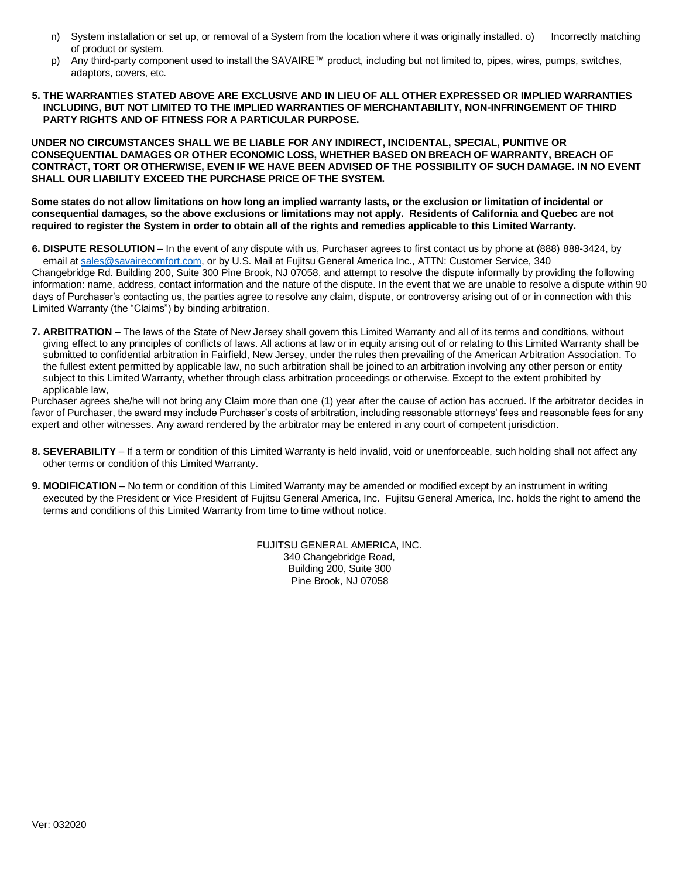n) System installation or set up, or removal of a System from the location where it was originally installed. o) Incorrectly matching of product or system.

p) Any third-party component used to install the SAVAIRE™ product, including but not limited to, pipes, wires, pumps, switches, adaptors, covers, etc.

**5. THE WARRANTIES STATED ABOVE ARE EXCLUSIVE AND IN LIEU OF ALL OTHER EXPRESSED OR IMPLIED WARRANTIES INCLUDING, BUT NOT LIMITED TO THE IMPLIED WARRANTIES OF MERCHANTABILITY, NON-INFRINGEMENT OF THIRD PARTY RIGHTS AND OF FITNESS FOR A PARTICULAR PURPOSE.**

**UNDER NO CIRCUMSTANCES SHALL WE BE LIABLE FOR ANY INDIRECT, INCIDENTAL, SPECIAL, PUNITIVE OR CONSEQUENTIAL DAMAGES OR OTHER ECONOMIC LOSS, WHETHER BASED ON BREACH OF WARRANTY, BREACH OF CONTRACT, TORT OR OTHERWISE, EVEN IF WE HAVE BEEN ADVISED OF THE POSSIBILITY OF SUCH DAMAGE. IN NO EVENT SHALL OUR LIABILITY EXCEED THE PURCHASE PRICE OF THE SYSTEM.**

**Some states do not allow limitations on how long an implied warranty lasts, or the exclusion or limitation of incidental or consequential damages, so the above exclusions or limitations may not apply. Residents of California and Quebec are not required to register the System in order to obtain all of the rights and remedies applicable to this Limited Warranty.**

**6. DISPUTE RESOLUTION** – In the event of any dispute with us, Purchaser agrees to first contact us by phone at (888) 888-3424, by email at sales@savairecomfort.com, or by U.S. Mail at Fujitsu General America Inc., ATTN: Customer Service, 340 Changebridge Rd. Building 200, Suite 300 Pine Brook, NJ 07058, and attempt to resolve the dispute informally by providing the following information: name, address, contact information and the nature of the dispute. In the event that we are unable to resolve a dispute within 90 days of Purchaser's contacting us, the parties agree to resolve any claim, dispute, or controversy arising out of or in connection with this Limited Warranty (the "Claims") by binding arbitration.

**7. ARBITRATION** – The laws of the State of New Jersey shall govern this Limited Warranty and all of its terms and conditions, without giving effect to any principles of conflicts of laws. All actions at law or in equity arising out of or relating to this Limited Warranty shall be submitted to confidential arbitration in Fairfield, New Jersey, under the rules then prevailing of the American Arbitration Association. To the fullest extent permitted by applicable law, no such arbitration shall be joined to an arbitration involving any other person or entity subject to this Limited Warranty, whether through class arbitration proceedings or otherwise. Except to the extent prohibited by applicable law,

Purchaser agrees she/he will not bring any Claim more than one (1) year after the cause of action has accrued. If the arbitrator decides in favor of Purchaser, the award may include Purchaser's costs of arbitration, including reasonable attorneys' fees and reasonable fees for any expert and other witnesses. Any award rendered by the arbitrator may be entered in any court of competent jurisdiction.

**8. SEVERABILITY** – If a term or condition of this Limited Warranty is held invalid, void or unenforceable, such holding shall not affect any other terms or condition of this Limited Warranty.

**9. MODIFICATION** – No term or condition of this Limited Warranty may be amended or modified except by an instrument in writing executed by the President or Vice President of Fujitsu General America, Inc. Fujitsu General America, Inc. holds the right to amend the terms and conditions of this Limited Warranty from time to time without notice.

FUJITSU GENERAL AMERICA, INC.
340 Changebridge Road,
Building 200, Suite 300
Pine Brook, NJ 07058

Ver: 032020